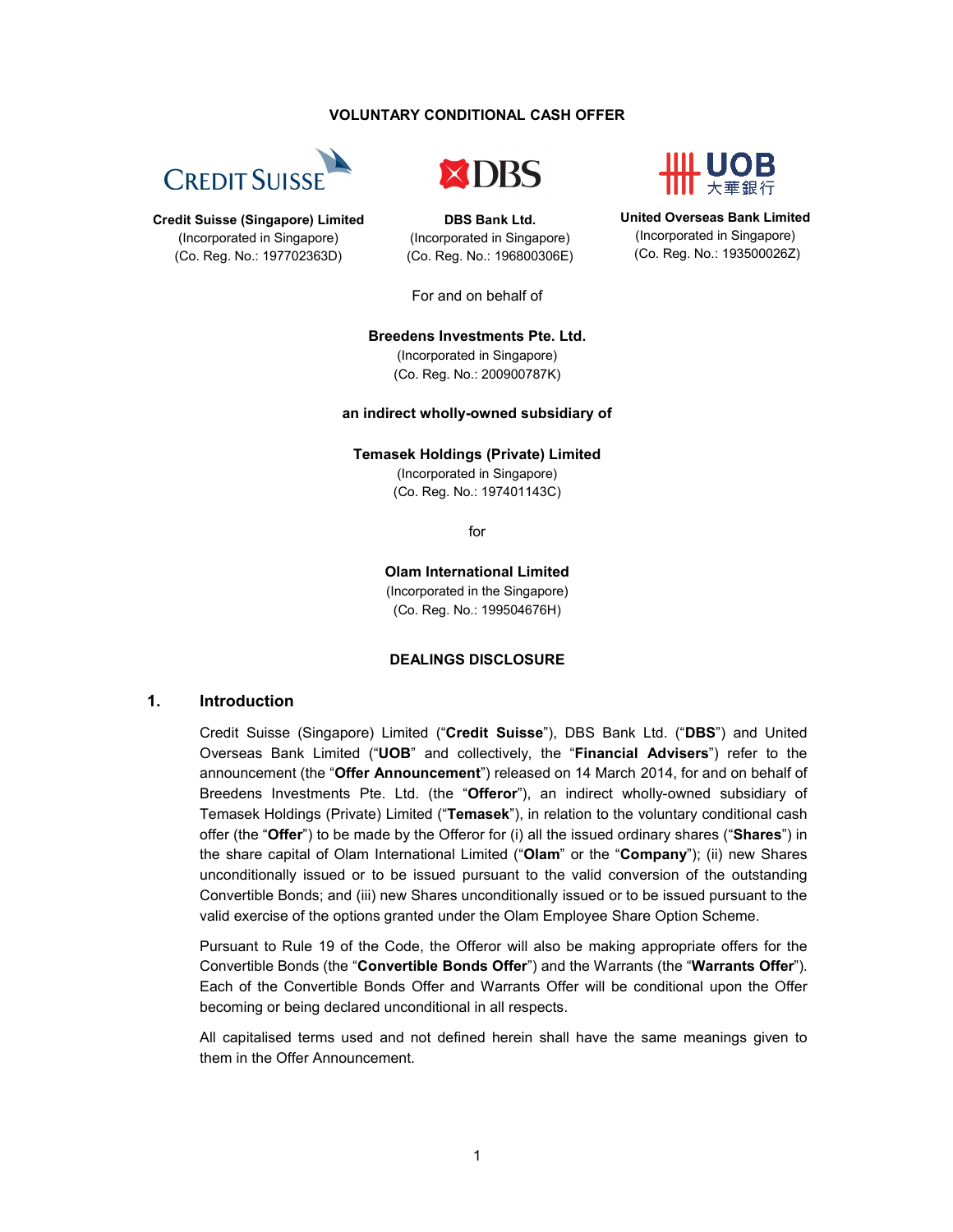**VOLUNTARY CONDITIONAL CASH OFFER**

**Credit Suisse (Singapore) Limited**
(Incorporated in Singapore)
(Co. Reg. No.: 197702363D)

**DBS Bank Ltd.**
(Incorporated in Singapore)
(Co. Reg. No.: 196800306E)

**United Overseas Bank Limited**
(Incorporated in Singapore)
(Co. Reg. No.: 193500026Z)

For and on behalf of

**Breedens Investments Pte. Ltd.**
(Incorporated in Singapore)
(Co. Reg. No.: 200900787K)

**an indirect wholly-owned subsidiary of**

**Temasek Holdings (Private) Limited**
(Incorporated in Singapore)
(Co. Reg. No.: 197401143C)

for

**Olam International Limited**
(Incorporated in the Singapore)
(Co. Reg. No.: 199504676H)

**DEALINGS DISCLOSURE**

## 1. Introduction

Credit Suisse (Singapore) Limited ("**Credit Suisse**"), DBS Bank Ltd. ("**DBS**") and United Overseas Bank Limited ("**UOB**" and collectively, the "**Financial Advisers**") refer to the announcement (the "**Offer Announcement**") released on 14 March 2014, for and on behalf of Breedens Investments Pte. Ltd. (the "**Offeror**"), an indirect wholly-owned subsidiary of Temasek Holdings (Private) Limited ("**Temasek**"), in relation to the voluntary conditional cash offer (the "**Offer**") to be made by the Offeror for (i) all the issued ordinary shares ("**Shares**") in the share capital of Olam International Limited ("**Olam**" or the "**Company**"); (ii) new Shares unconditionally issued or to be issued pursuant to the valid conversion of the outstanding Convertible Bonds; and (iii) new Shares unconditionally issued or to be issued pursuant to the valid exercise of the options granted under the Olam Employee Share Option Scheme.

Pursuant to Rule 19 of the Code, the Offeror will also be making appropriate offers for the Convertible Bonds (the "**Convertible Bonds Offer**") and the Warrants (the "**Warrants Offer**"). Each of the Convertible Bonds Offer and Warrants Offer will be conditional upon the Offer becoming or being declared unconditional in all respects.

All capitalised terms used and not defined herein shall have the same meanings given to them in the Offer Announcement.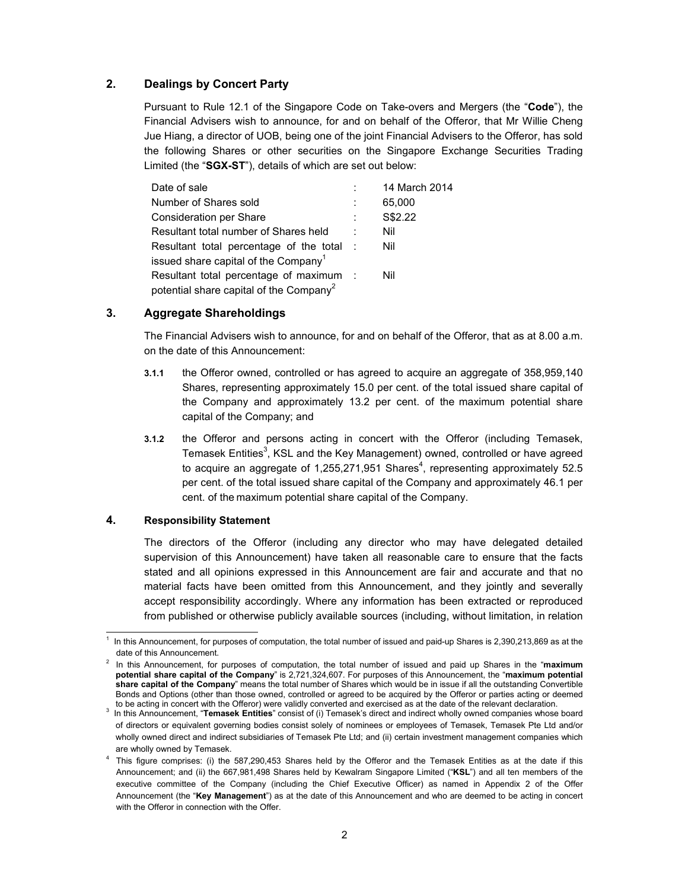## 2. Dealings by Concert Party

Pursuant to Rule 12.1 of the Singapore Code on Take-overs and Mergers (the "**Code**"), the Financial Advisers wish to announce, for and on behalf of the Offeror, that Mr Willie Cheng Jue Hiang, a director of UOB, being one of the joint Financial Advisers to the Offeror, has sold the following Shares or other securities on the Singapore Exchange Securities Trading Limited (the "**SGX-ST**"), details of which are set out below:

| | | |
|---|---|---|
| Date of sale | : | 14 March 2014 |
| Number of Shares sold | : | 65,000 |
| Consideration per Share | : | S$2.22 |
| Resultant total number of Shares held | : | Nil |
| Resultant total percentage of the total issued share capital of the Company[1] | : | Nil |
| Resultant total percentage of maximum potential share capital of the Company[2] | : | Nil |

## 3. Aggregate Shareholdings

The Financial Advisers wish to announce, for and on behalf of the Offeror, that as at 8.00 a.m. on the date of this Announcement:

**3.1.1** the Offeror owned, controlled or has agreed to acquire an aggregate of 358,959,140 Shares, representing approximately 15.0 per cent. of the total issued share capital of the Company and approximately 13.2 per cent. of the maximum potential share capital of the Company; and

**3.1.2** the Offeror and persons acting in concert with the Offeror (including Temasek, Temasek Entities[3], KSL and the Key Management) owned, controlled or have agreed to acquire an aggregate of 1,255,271,951 Shares[4], representing approximately 52.5 per cent. of the total issued share capital of the Company and approximately 46.1 per cent. of the maximum potential share capital of the Company.

## 4. Responsibility Statement

The directors of the Offeror (including any director who may have delegated detailed supervision of this Announcement) have taken all reasonable care to ensure that the facts stated and all opinions expressed in this Announcement are fair and accurate and that no material facts have been omitted from this Announcement, and they jointly and severally accept responsibility accordingly. Where any information has been extracted or reproduced from published or otherwise publicly available sources (including, without limitation, in relation

---

[1] In this Announcement, for purposes of computation, the total number of issued and paid-up Shares is 2,390,213,869 as at the date of this Announcement.

[2] In this Announcement, for purposes of computation, the total number of issued and paid up Shares in the "**maximum potential share capital of the Company**" is 2,721,324,607. For purposes of this Announcement, the "**maximum potential share capital of the Company**" means the total number of Shares which would be in issue if all the outstanding Convertible Bonds and Options (other than those owned, controlled or agreed to be acquired by the Offeror or parties acting or deemed to be acting in concert with the Offeror) were validly converted and exercised as at the date of the relevant declaration.

[3] In this Announcement, "**Temasek Entities**" consist of (i) Temasek's direct and indirect wholly owned companies whose board of directors or equivalent governing bodies consist solely of nominees or employees of Temasek, Temasek Pte Ltd and/or wholly owned direct and indirect subsidiaries of Temasek Pte Ltd; and (ii) certain investment management companies which are wholly owned by Temasek.

[4] This figure comprises: (i) the 587,290,453 Shares held by the Offeror and the Temasek Entities as at the date if this Announcement; and (ii) the 667,981,498 Shares held by Kewalram Singapore Limited ("**KSL**") and all ten members of the executive committee of the Company (including the Chief Executive Officer) as named in Appendix 2 of the Offer Announcement (the "**Key Management**") as at the date of this Announcement and who are deemed to be acting in concert with the Offeror in connection with the Offer.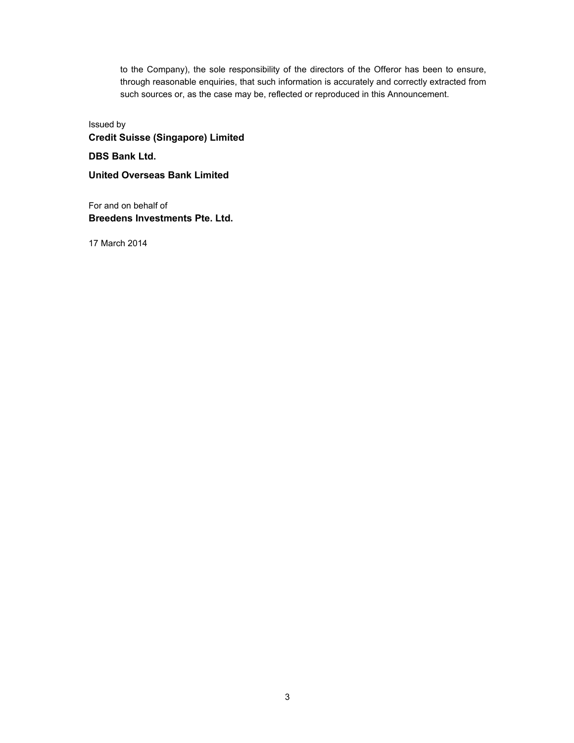to the Company), the sole responsibility of the directors of the Offeror has been to ensure, through reasonable enquiries, that such information is accurately and correctly extracted from such sources or, as the case may be, reflected or reproduced in this Announcement.

Issued by

**Credit Suisse (Singapore) Limited**

**DBS Bank Ltd.**

**United Overseas Bank Limited**

For and on behalf of

**Breedens Investments Pte. Ltd.**

17 March 2014